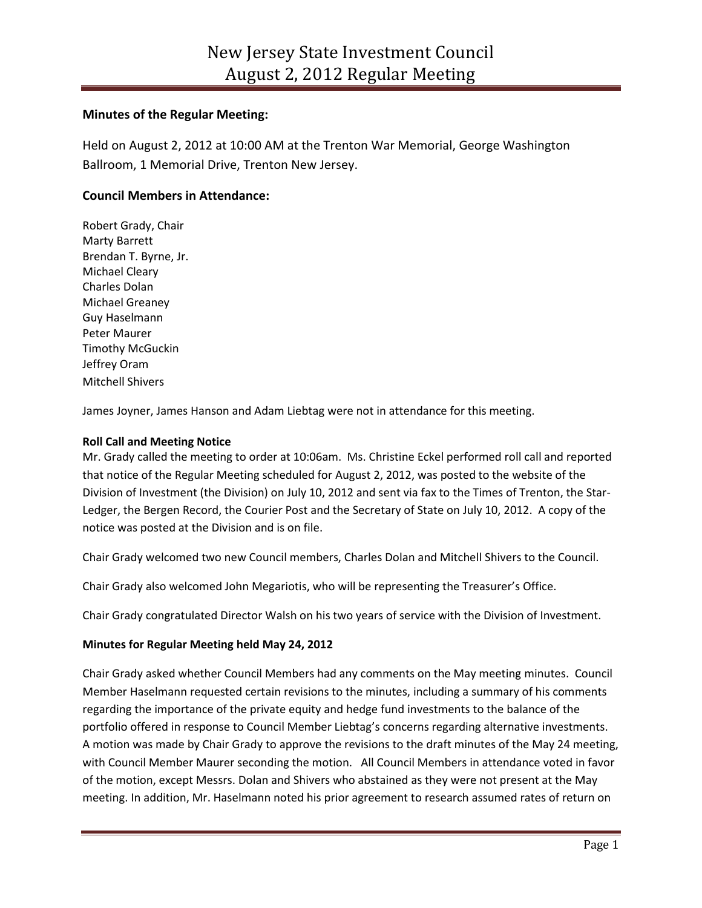# New Jersey State Investment Council
# August 2, 2012 Regular Meeting

**Minutes of the Regular Meeting:**

Held on August 2, 2012 at 10:00 AM at the Trenton War Memorial, George Washington Ballroom, 1 Memorial Drive, Trenton New Jersey.

## Council Members in Attendance:

Robert Grady, Chair
Marty Barrett
Brendan T. Byrne, Jr.
Michael Cleary
Charles Dolan
Michael Greaney
Guy Haselmann
Peter Maurer
Timothy McGuckin
Jeffrey Oram
Mitchell Shivers

James Joyner, James Hanson and Adam Liebtag were not in attendance for this meeting.

**Roll Call and Meeting Notice**

Mr. Grady called the meeting to order at 10:06am. Ms. Christine Eckel performed roll call and reported that notice of the Regular Meeting scheduled for August 2, 2012, was posted to the website of the Division of Investment (the Division) on July 10, 2012 and sent via fax to the Times of Trenton, the Star-Ledger, the Bergen Record, the Courier Post and the Secretary of State on July 10, 2012. A copy of the notice was posted at the Division and is on file.

Chair Grady welcomed two new Council members, Charles Dolan and Mitchell Shivers to the Council.

Chair Grady also welcomed John Megariotis, who will be representing the Treasurer's Office.

Chair Grady congratulated Director Walsh on his two years of service with the Division of Investment.

**Minutes for Regular Meeting held May 24, 2012**

Chair Grady asked whether Council Members had any comments on the May meeting minutes. Council Member Haselmann requested certain revisions to the minutes, including a summary of his comments regarding the importance of the private equity and hedge fund investments to the balance of the portfolio offered in response to Council Member Liebtag's concerns regarding alternative investments. A motion was made by Chair Grady to approve the revisions to the draft minutes of the May 24 meeting, with Council Member Maurer seconding the motion. All Council Members in attendance voted in favor of the motion, except Messrs. Dolan and Shivers who abstained as they were not present at the May meeting. In addition, Mr. Haselmann noted his prior agreement to research assumed rates of return on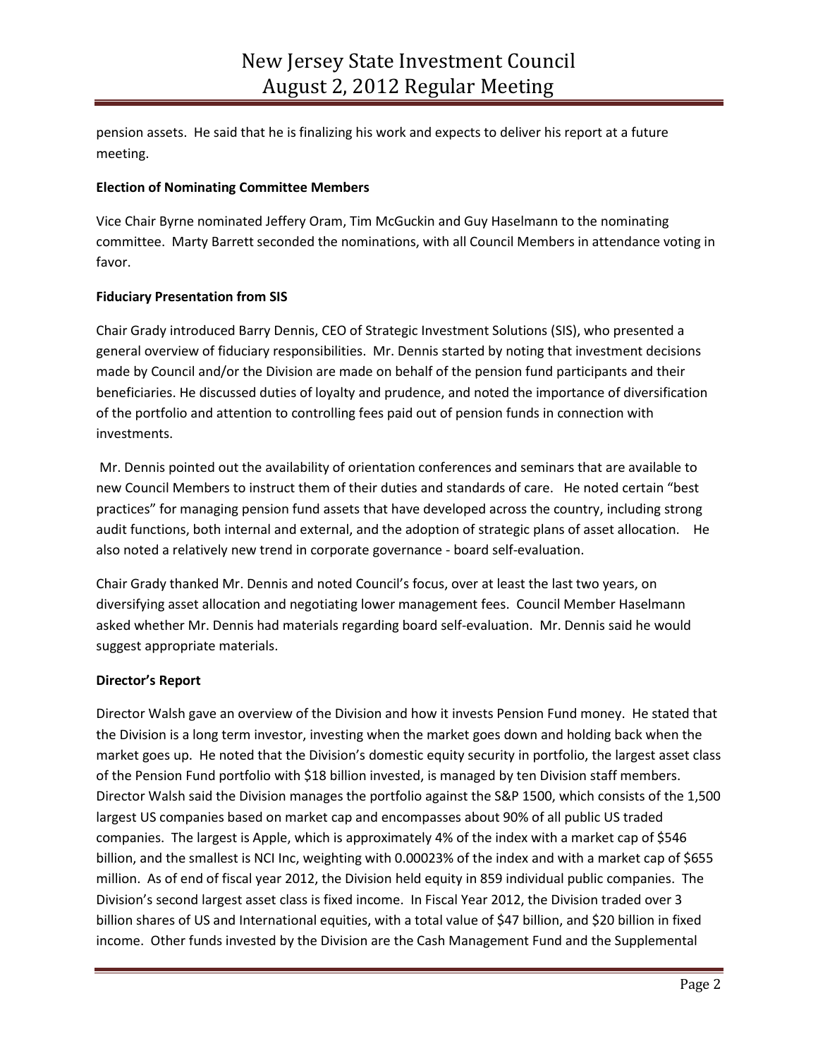pension assets. He said that he is finalizing his work and expects to deliver his report at a future meeting.

**Election of Nominating Committee Members**

Vice Chair Byrne nominated Jeffery Oram, Tim McGuckin and Guy Haselmann to the nominating committee. Marty Barrett seconded the nominations, with all Council Members in attendance voting in favor.

**Fiduciary Presentation from SIS**

Chair Grady introduced Barry Dennis, CEO of Strategic Investment Solutions (SIS), who presented a general overview of fiduciary responsibilities. Mr. Dennis started by noting that investment decisions made by Council and/or the Division are made on behalf of the pension fund participants and their beneficiaries. He discussed duties of loyalty and prudence, and noted the importance of diversification of the portfolio and attention to controlling fees paid out of pension funds in connection with investments.

Mr. Dennis pointed out the availability of orientation conferences and seminars that are available to new Council Members to instruct them of their duties and standards of care. He noted certain "best practices" for managing pension fund assets that have developed across the country, including strong audit functions, both internal and external, and the adoption of strategic plans of asset allocation. He also noted a relatively new trend in corporate governance - board self-evaluation.

Chair Grady thanked Mr. Dennis and noted Council's focus, over at least the last two years, on diversifying asset allocation and negotiating lower management fees. Council Member Haselmann asked whether Mr. Dennis had materials regarding board self-evaluation. Mr. Dennis said he would suggest appropriate materials.

**Director's Report**

Director Walsh gave an overview of the Division and how it invests Pension Fund money. He stated that the Division is a long term investor, investing when the market goes down and holding back when the market goes up. He noted that the Division's domestic equity security in portfolio, the largest asset class of the Pension Fund portfolio with $18 billion invested, is managed by ten Division staff members. Director Walsh said the Division manages the portfolio against the S&P 1500, which consists of the 1,500 largest US companies based on market cap and encompasses about 90% of all public US traded companies. The largest is Apple, which is approximately 4% of the index with a market cap of $546 billion, and the smallest is NCI Inc, weighting with 0.00023% of the index and with a market cap of $655 million. As of end of fiscal year 2012, the Division held equity in 859 individual public companies. The Division's second largest asset class is fixed income. In Fiscal Year 2012, the Division traded over 3 billion shares of US and International equities, with a total value of $47 billion, and $20 billion in fixed income. Other funds invested by the Division are the Cash Management Fund and the Supplemental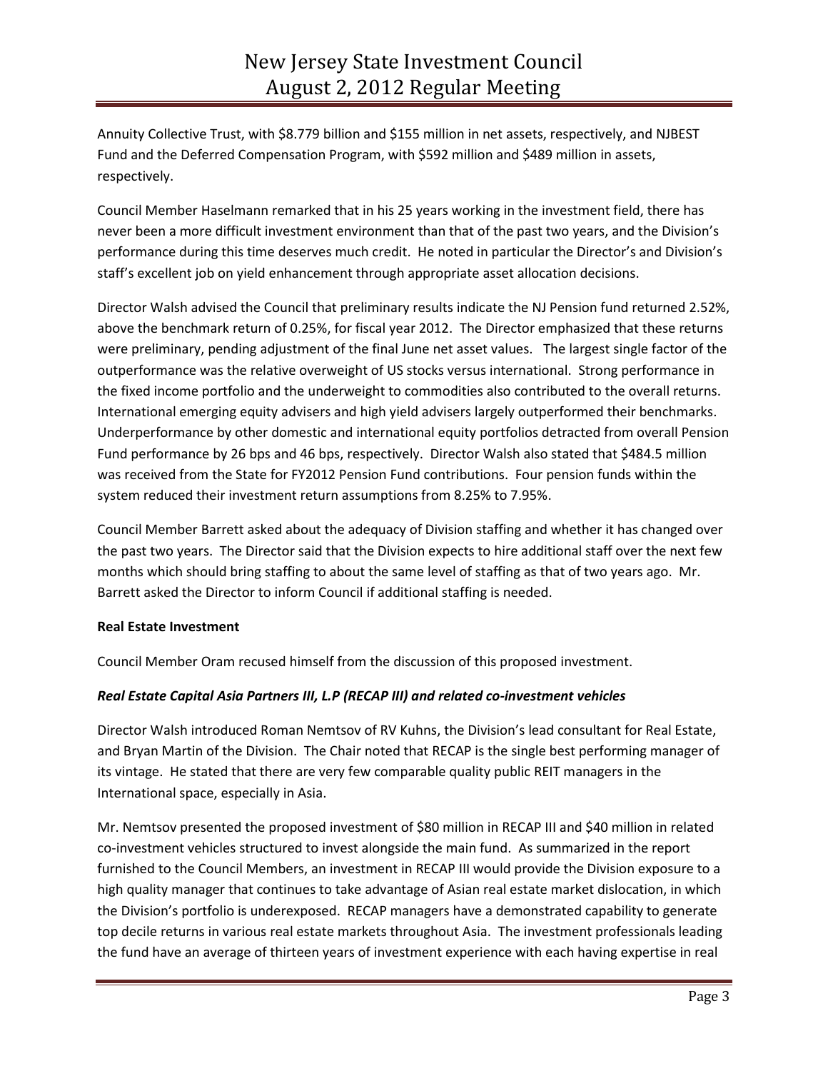Annuity Collective Trust, with \$8.779 billion and \$155 million in net assets, respectively, and NJBEST Fund and the Deferred Compensation Program, with \$592 million and \$489 million in assets, respectively.

Council Member Haselmann remarked that in his 25 years working in the investment field, there has never been a more difficult investment environment than that of the past two years, and the Division's performance during this time deserves much credit. He noted in particular the Director's and Division's staff's excellent job on yield enhancement through appropriate asset allocation decisions.

Director Walsh advised the Council that preliminary results indicate the NJ Pension fund returned 2.52%, above the benchmark return of 0.25%, for fiscal year 2012. The Director emphasized that these returns were preliminary, pending adjustment of the final June net asset values. The largest single factor of the outperformance was the relative overweight of US stocks versus international. Strong performance in the fixed income portfolio and the underweight to commodities also contributed to the overall returns. International emerging equity advisers and high yield advisers largely outperformed their benchmarks. Underperformance by other domestic and international equity portfolios detracted from overall Pension Fund performance by 26 bps and 46 bps, respectively. Director Walsh also stated that \$484.5 million was received from the State for FY2012 Pension Fund contributions. Four pension funds within the system reduced their investment return assumptions from 8.25% to 7.95%.

Council Member Barrett asked about the adequacy of Division staffing and whether it has changed over the past two years. The Director said that the Division expects to hire additional staff over the next few months which should bring staffing to about the same level of staffing as that of two years ago. Mr. Barrett asked the Director to inform Council if additional staffing is needed.

**Real Estate Investment**

Council Member Oram recused himself from the discussion of this proposed investment.

***Real Estate Capital Asia Partners III, L.P (RECAP III) and related co-investment vehicles***

Director Walsh introduced Roman Nemtsov of RV Kuhns, the Division's lead consultant for Real Estate, and Bryan Martin of the Division. The Chair noted that RECAP is the single best performing manager of its vintage. He stated that there are very few comparable quality public REIT managers in the International space, especially in Asia.

Mr. Nemtsov presented the proposed investment of \$80 million in RECAP III and \$40 million in related co-investment vehicles structured to invest alongside the main fund. As summarized in the report furnished to the Council Members, an investment in RECAP III would provide the Division exposure to a high quality manager that continues to take advantage of Asian real estate market dislocation, in which the Division's portfolio is underexposed. RECAP managers have a demonstrated capability to generate top decile returns in various real estate markets throughout Asia. The investment professionals leading the fund have an average of thirteen years of investment experience with each having expertise in real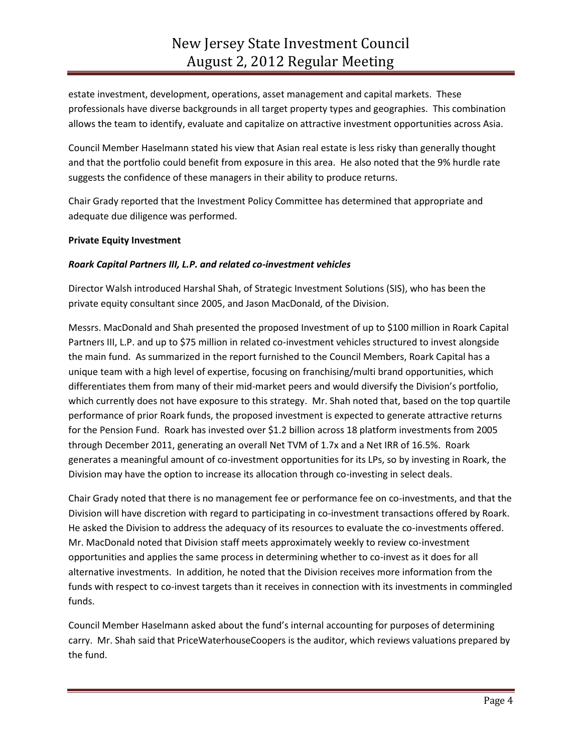estate investment, development, operations, asset management and capital markets. These professionals have diverse backgrounds in all target property types and geographies. This combination allows the team to identify, evaluate and capitalize on attractive investment opportunities across Asia.

Council Member Haselmann stated his view that Asian real estate is less risky than generally thought and that the portfolio could benefit from exposure in this area. He also noted that the 9% hurdle rate suggests the confidence of these managers in their ability to produce returns.

Chair Grady reported that the Investment Policy Committee has determined that appropriate and adequate due diligence was performed.

**Private Equity Investment**

***Roark Capital Partners III, L.P. and related co-investment vehicles***

Director Walsh introduced Harshal Shah, of Strategic Investment Solutions (SIS), who has been the private equity consultant since 2005, and Jason MacDonald, of the Division.

Messrs. MacDonald and Shah presented the proposed Investment of up to $100 million in Roark Capital Partners III, L.P. and up to $75 million in related co-investment vehicles structured to invest alongside the main fund. As summarized in the report furnished to the Council Members, Roark Capital has a unique team with a high level of expertise, focusing on franchising/multi brand opportunities, which differentiates them from many of their mid-market peers and would diversify the Division's portfolio, which currently does not have exposure to this strategy. Mr. Shah noted that, based on the top quartile performance of prior Roark funds, the proposed investment is expected to generate attractive returns for the Pension Fund. Roark has invested over $1.2 billion across 18 platform investments from 2005 through December 2011, generating an overall Net TVM of 1.7x and a Net IRR of 16.5%. Roark generates a meaningful amount of co-investment opportunities for its LPs, so by investing in Roark, the Division may have the option to increase its allocation through co-investing in select deals.

Chair Grady noted that there is no management fee or performance fee on co-investments, and that the Division will have discretion with regard to participating in co-investment transactions offered by Roark. He asked the Division to address the adequacy of its resources to evaluate the co-investments offered. Mr. MacDonald noted that Division staff meets approximately weekly to review co-investment opportunities and applies the same process in determining whether to co-invest as it does for all alternative investments. In addition, he noted that the Division receives more information from the funds with respect to co-invest targets than it receives in connection with its investments in commingled funds.

Council Member Haselmann asked about the fund's internal accounting for purposes of determining carry. Mr. Shah said that PriceWaterhouseCoopers is the auditor, which reviews valuations prepared by the fund.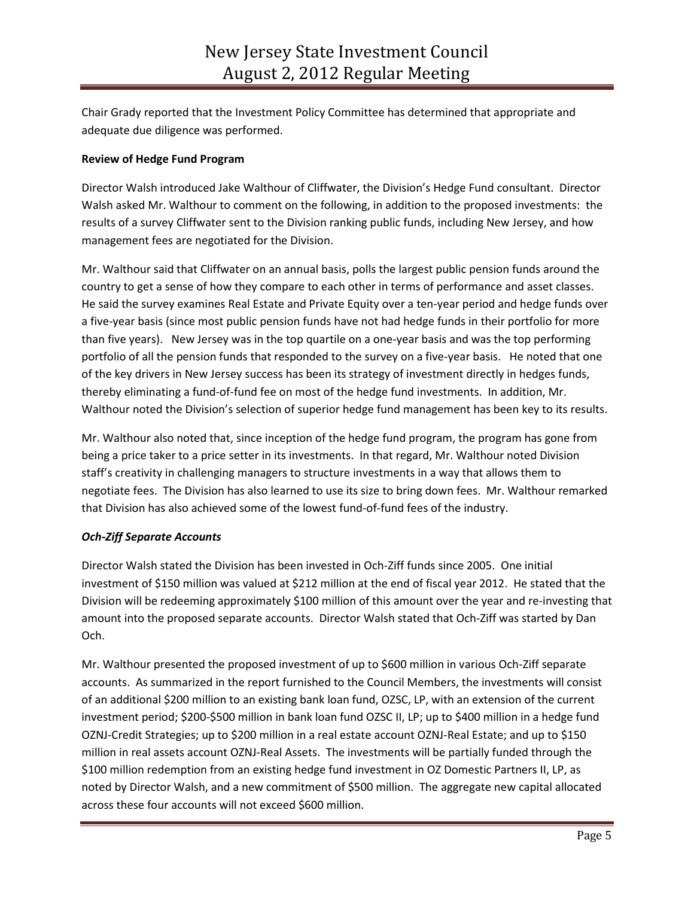Chair Grady reported that the Investment Policy Committee has determined that appropriate and adequate due diligence was performed.

**Review of Hedge Fund Program**

Director Walsh introduced Jake Walthour of Cliffwater, the Division's Hedge Fund consultant. Director Walsh asked Mr. Walthour to comment on the following, in addition to the proposed investments: the results of a survey Cliffwater sent to the Division ranking public funds, including New Jersey, and how management fees are negotiated for the Division.

Mr. Walthour said that Cliffwater on an annual basis, polls the largest public pension funds around the country to get a sense of how they compare to each other in terms of performance and asset classes. He said the survey examines Real Estate and Private Equity over a ten-year period and hedge funds over a five-year basis (since most public pension funds have not had hedge funds in their portfolio for more than five years). New Jersey was in the top quartile on a one-year basis and was the top performing portfolio of all the pension funds that responded to the survey on a five-year basis. He noted that one of the key drivers in New Jersey success has been its strategy of investment directly in hedges funds, thereby eliminating a fund-of-fund fee on most of the hedge fund investments. In addition, Mr. Walthour noted the Division's selection of superior hedge fund management has been key to its results.

Mr. Walthour also noted that, since inception of the hedge fund program, the program has gone from being a price taker to a price setter in its investments. In that regard, Mr. Walthour noted Division staff's creativity in challenging managers to structure investments in a way that allows them to negotiate fees. The Division has also learned to use its size to bring down fees. Mr. Walthour remarked that Division has also achieved some of the lowest fund-of-fund fees of the industry.

***Och-Ziff Separate Accounts***

Director Walsh stated the Division has been invested in Och-Ziff funds since 2005. One initial investment of $150 million was valued at $212 million at the end of fiscal year 2012. He stated that the Division will be redeeming approximately $100 million of this amount over the year and re-investing that amount into the proposed separate accounts. Director Walsh stated that Och-Ziff was started by Dan Och.

Mr. Walthour presented the proposed investment of up to $600 million in various Och-Ziff separate accounts. As summarized in the report furnished to the Council Members, the investments will consist of an additional $200 million to an existing bank loan fund, OZSC, LP, with an extension of the current investment period; $200-$500 million in bank loan fund OZSC II, LP; up to $400 million in a hedge fund OZNJ-Credit Strategies; up to $200 million in a real estate account OZNJ-Real Estate; and up to $150 million in real assets account OZNJ-Real Assets. The investments will be partially funded through the $100 million redemption from an existing hedge fund investment in OZ Domestic Partners II, LP, as noted by Director Walsh, and a new commitment of $500 million. The aggregate new capital allocated across these four accounts will not exceed $600 million.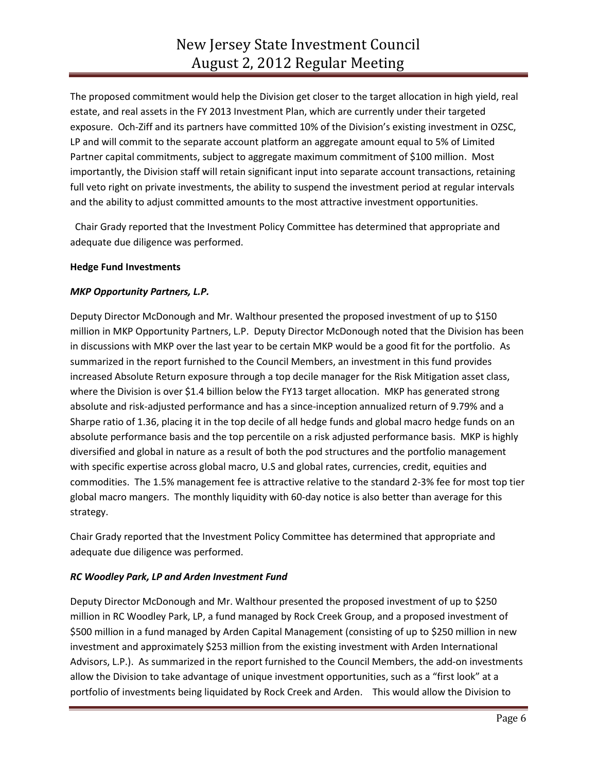The proposed commitment would help the Division get closer to the target allocation in high yield, real estate, and real assets in the FY 2013 Investment Plan, which are currently under their targeted exposure. Och-Ziff and its partners have committed 10% of the Division's existing investment in OZSC, LP and will commit to the separate account platform an aggregate amount equal to 5% of Limited Partner capital commitments, subject to aggregate maximum commitment of $100 million. Most importantly, the Division staff will retain significant input into separate account transactions, retaining full veto right on private investments, the ability to suspend the investment period at regular intervals and the ability to adjust committed amounts to the most attractive investment opportunities.

Chair Grady reported that the Investment Policy Committee has determined that appropriate and adequate due diligence was performed.

**Hedge Fund Investments**

***MKP Opportunity Partners, L.P.***

Deputy Director McDonough and Mr. Walthour presented the proposed investment of up to $150 million in MKP Opportunity Partners, L.P. Deputy Director McDonough noted that the Division has been in discussions with MKP over the last year to be certain MKP would be a good fit for the portfolio. As summarized in the report furnished to the Council Members, an investment in this fund provides increased Absolute Return exposure through a top decile manager for the Risk Mitigation asset class, where the Division is over $1.4 billion below the FY13 target allocation. MKP has generated strong absolute and risk-adjusted performance and has a since-inception annualized return of 9.79% and a Sharpe ratio of 1.36, placing it in the top decile of all hedge funds and global macro hedge funds on an absolute performance basis and the top percentile on a risk adjusted performance basis. MKP is highly diversified and global in nature as a result of both the pod structures and the portfolio management with specific expertise across global macro, U.S and global rates, currencies, credit, equities and commodities. The 1.5% management fee is attractive relative to the standard 2-3% fee for most top tier global macro mangers. The monthly liquidity with 60-day notice is also better than average for this strategy.

Chair Grady reported that the Investment Policy Committee has determined that appropriate and adequate due diligence was performed.

***RC Woodley Park, LP and Arden Investment Fund***

Deputy Director McDonough and Mr. Walthour presented the proposed investment of up to $250 million in RC Woodley Park, LP, a fund managed by Rock Creek Group, and a proposed investment of $500 million in a fund managed by Arden Capital Management (consisting of up to $250 million in new investment and approximately $253 million from the existing investment with Arden International Advisors, L.P.). As summarized in the report furnished to the Council Members, the add-on investments allow the Division to take advantage of unique investment opportunities, such as a "first look" at a portfolio of investments being liquidated by Rock Creek and Arden. This would allow the Division to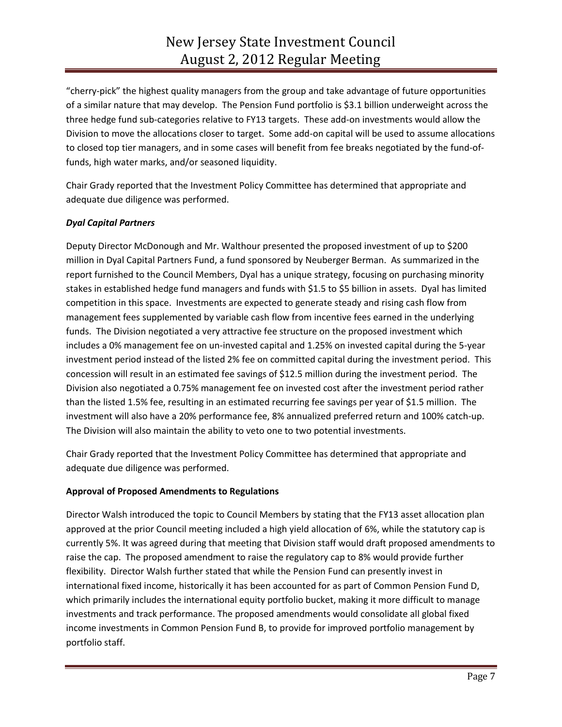"cherry-pick" the highest quality managers from the group and take advantage of future opportunities of a similar nature that may develop. The Pension Fund portfolio is $3.1 billion underweight across the three hedge fund sub-categories relative to FY13 targets. These add-on investments would allow the Division to move the allocations closer to target. Some add-on capital will be used to assume allocations to closed top tier managers, and in some cases will benefit from fee breaks negotiated by the fund-of-funds, high water marks, and/or seasoned liquidity.

Chair Grady reported that the Investment Policy Committee has determined that appropriate and adequate due diligence was performed.

***Dyal Capital Partners***

Deputy Director McDonough and Mr. Walthour presented the proposed investment of up to $200 million in Dyal Capital Partners Fund, a fund sponsored by Neuberger Berman. As summarized in the report furnished to the Council Members, Dyal has a unique strategy, focusing on purchasing minority stakes in established hedge fund managers and funds with $1.5 to $5 billion in assets. Dyal has limited competition in this space. Investments are expected to generate steady and rising cash flow from management fees supplemented by variable cash flow from incentive fees earned in the underlying funds. The Division negotiated a very attractive fee structure on the proposed investment which includes a 0% management fee on un-invested capital and 1.25% on invested capital during the 5-year investment period instead of the listed 2% fee on committed capital during the investment period. This concession will result in an estimated fee savings of $12.5 million during the investment period. The Division also negotiated a 0.75% management fee on invested cost after the investment period rather than the listed 1.5% fee, resulting in an estimated recurring fee savings per year of $1.5 million. The investment will also have a 20% performance fee, 8% annualized preferred return and 100% catch-up. The Division will also maintain the ability to veto one to two potential investments.

Chair Grady reported that the Investment Policy Committee has determined that appropriate and adequate due diligence was performed.

**Approval of Proposed Amendments to Regulations**

Director Walsh introduced the topic to Council Members by stating that the FY13 asset allocation plan approved at the prior Council meeting included a high yield allocation of 6%, while the statutory cap is currently 5%. It was agreed during that meeting that Division staff would draft proposed amendments to raise the cap. The proposed amendment to raise the regulatory cap to 8% would provide further flexibility. Director Walsh further stated that while the Pension Fund can presently invest in international fixed income, historically it has been accounted for as part of Common Pension Fund D, which primarily includes the international equity portfolio bucket, making it more difficult to manage investments and track performance. The proposed amendments would consolidate all global fixed income investments in Common Pension Fund B, to provide for improved portfolio management by portfolio staff.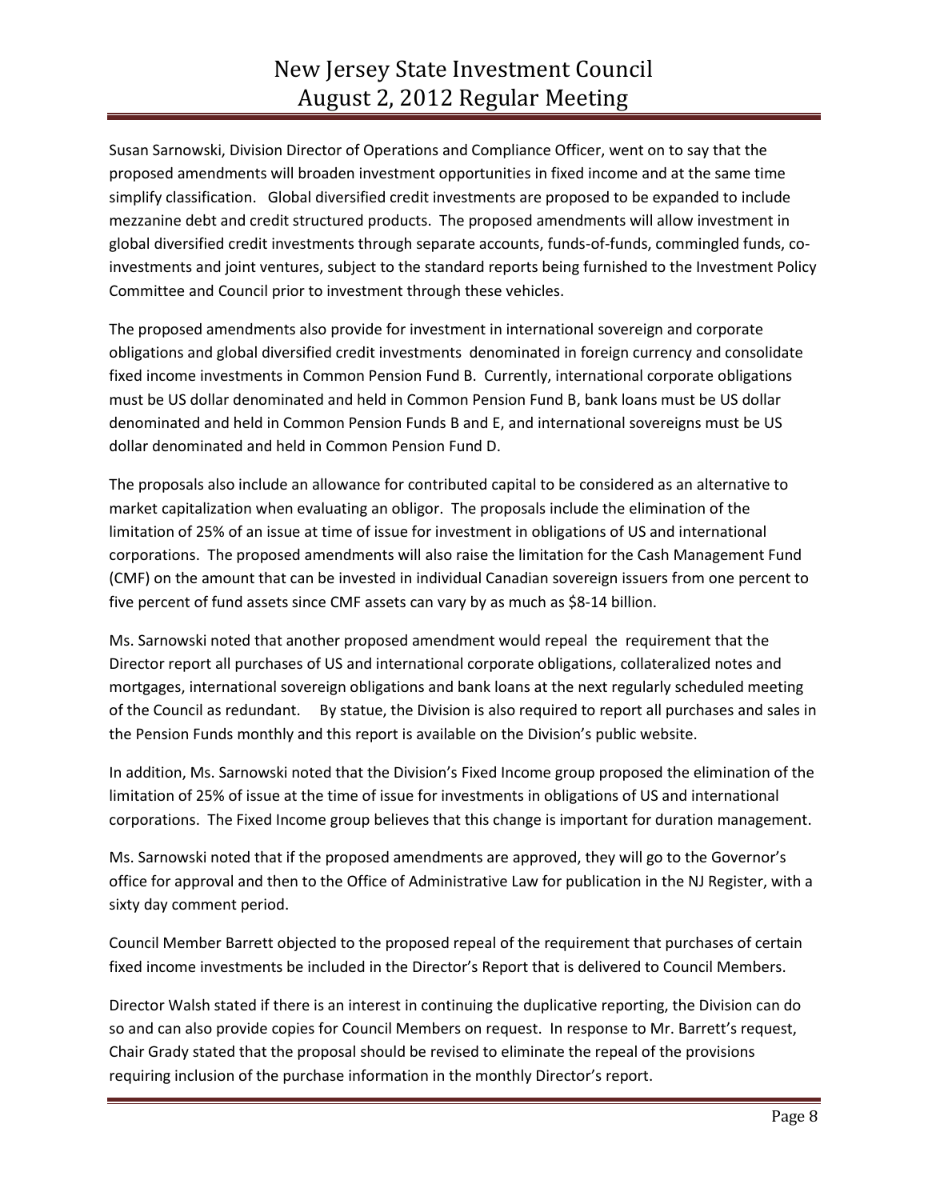Susan Sarnowski, Division Director of Operations and Compliance Officer, went on to say that the proposed amendments will broaden investment opportunities in fixed income and at the same time simplify classification. Global diversified credit investments are proposed to be expanded to include mezzanine debt and credit structured products. The proposed amendments will allow investment in global diversified credit investments through separate accounts, funds-of-funds, commingled funds, co-investments and joint ventures, subject to the standard reports being furnished to the Investment Policy Committee and Council prior to investment through these vehicles.

The proposed amendments also provide for investment in international sovereign and corporate obligations and global diversified credit investments denominated in foreign currency and consolidate fixed income investments in Common Pension Fund B. Currently, international corporate obligations must be US dollar denominated and held in Common Pension Fund B, bank loans must be US dollar denominated and held in Common Pension Funds B and E, and international sovereigns must be US dollar denominated and held in Common Pension Fund D.

The proposals also include an allowance for contributed capital to be considered as an alternative to market capitalization when evaluating an obligor. The proposals include the elimination of the limitation of 25% of an issue at time of issue for investment in obligations of US and international corporations. The proposed amendments will also raise the limitation for the Cash Management Fund (CMF) on the amount that can be invested in individual Canadian sovereign issuers from one percent to five percent of fund assets since CMF assets can vary by as much as $8-14 billion.

Ms. Sarnowski noted that another proposed amendment would repeal the requirement that the Director report all purchases of US and international corporate obligations, collateralized notes and mortgages, international sovereign obligations and bank loans at the next regularly scheduled meeting of the Council as redundant. By statue, the Division is also required to report all purchases and sales in the Pension Funds monthly and this report is available on the Division's public website.

In addition, Ms. Sarnowski noted that the Division's Fixed Income group proposed the elimination of the limitation of 25% of issue at the time of issue for investments in obligations of US and international corporations. The Fixed Income group believes that this change is important for duration management.

Ms. Sarnowski noted that if the proposed amendments are approved, they will go to the Governor's office for approval and then to the Office of Administrative Law for publication in the NJ Register, with a sixty day comment period.

Council Member Barrett objected to the proposed repeal of the requirement that purchases of certain fixed income investments be included in the Director's Report that is delivered to Council Members.

Director Walsh stated if there is an interest in continuing the duplicative reporting, the Division can do so and can also provide copies for Council Members on request. In response to Mr. Barrett's request, Chair Grady stated that the proposal should be revised to eliminate the repeal of the provisions requiring inclusion of the purchase information in the monthly Director's report.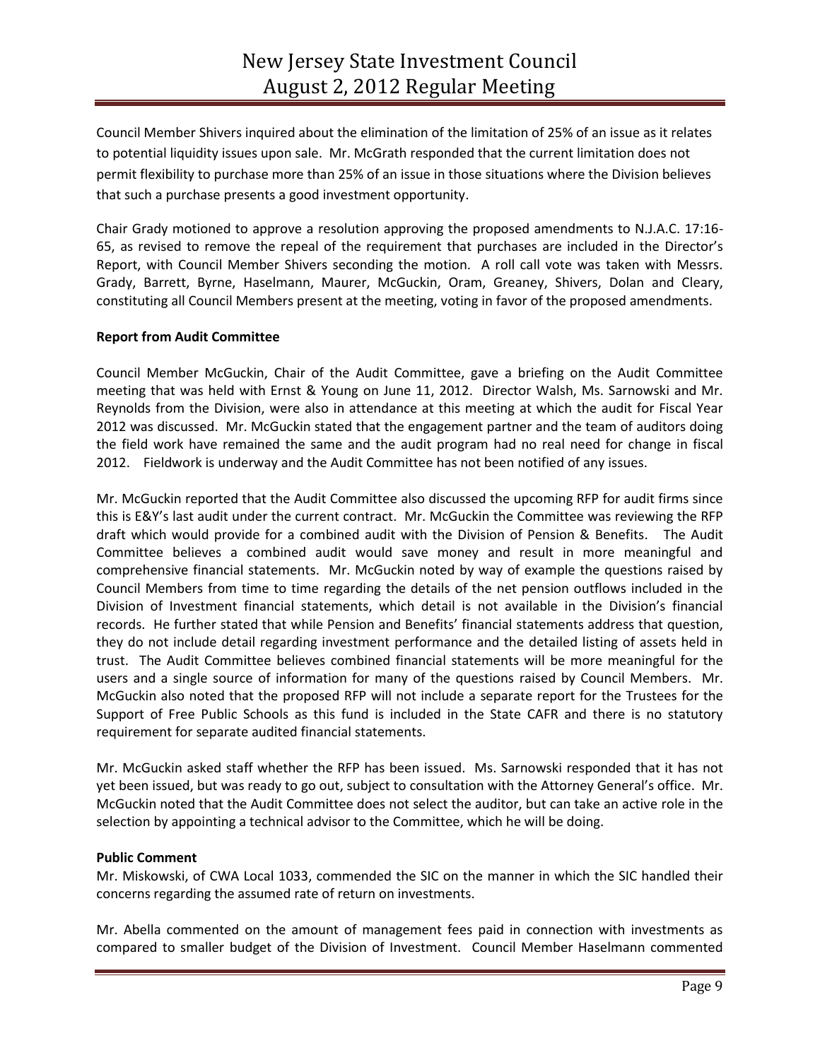Council Member Shivers inquired about the elimination of the limitation of 25% of an issue as it relates to potential liquidity issues upon sale. Mr. McGrath responded that the current limitation does not permit flexibility to purchase more than 25% of an issue in those situations where the Division believes that such a purchase presents a good investment opportunity.

Chair Grady motioned to approve a resolution approving the proposed amendments to N.J.A.C. 17:16-65, as revised to remove the repeal of the requirement that purchases are included in the Director's Report, with Council Member Shivers seconding the motion. A roll call vote was taken with Messrs. Grady, Barrett, Byrne, Haselmann, Maurer, McGuckin, Oram, Greaney, Shivers, Dolan and Cleary, constituting all Council Members present at the meeting, voting in favor of the proposed amendments.

**Report from Audit Committee**

Council Member McGuckin, Chair of the Audit Committee, gave a briefing on the Audit Committee meeting that was held with Ernst & Young on June 11, 2012. Director Walsh, Ms. Sarnowski and Mr. Reynolds from the Division, were also in attendance at this meeting at which the audit for Fiscal Year 2012 was discussed. Mr. McGuckin stated that the engagement partner and the team of auditors doing the field work have remained the same and the audit program had no real need for change in fiscal 2012. Fieldwork is underway and the Audit Committee has not been notified of any issues.

Mr. McGuckin reported that the Audit Committee also discussed the upcoming RFP for audit firms since this is E&Y's last audit under the current contract. Mr. McGuckin the Committee was reviewing the RFP draft which would provide for a combined audit with the Division of Pension & Benefits. The Audit Committee believes a combined audit would save money and result in more meaningful and comprehensive financial statements. Mr. McGuckin noted by way of example the questions raised by Council Members from time to time regarding the details of the net pension outflows included in the Division of Investment financial statements, which detail is not available in the Division's financial records. He further stated that while Pension and Benefits' financial statements address that question, they do not include detail regarding investment performance and the detailed listing of assets held in trust. The Audit Committee believes combined financial statements will be more meaningful for the users and a single source of information for many of the questions raised by Council Members. Mr. McGuckin also noted that the proposed RFP will not include a separate report for the Trustees for the Support of Free Public Schools as this fund is included in the State CAFR and there is no statutory requirement for separate audited financial statements.

Mr. McGuckin asked staff whether the RFP has been issued. Ms. Sarnowski responded that it has not yet been issued, but was ready to go out, subject to consultation with the Attorney General's office. Mr. McGuckin noted that the Audit Committee does not select the auditor, but can take an active role in the selection by appointing a technical advisor to the Committee, which he will be doing.

**Public Comment**

Mr. Miskowski, of CWA Local 1033, commended the SIC on the manner in which the SIC handled their concerns regarding the assumed rate of return on investments.

Mr. Abella commented on the amount of management fees paid in connection with investments as compared to smaller budget of the Division of Investment. Council Member Haselmann commented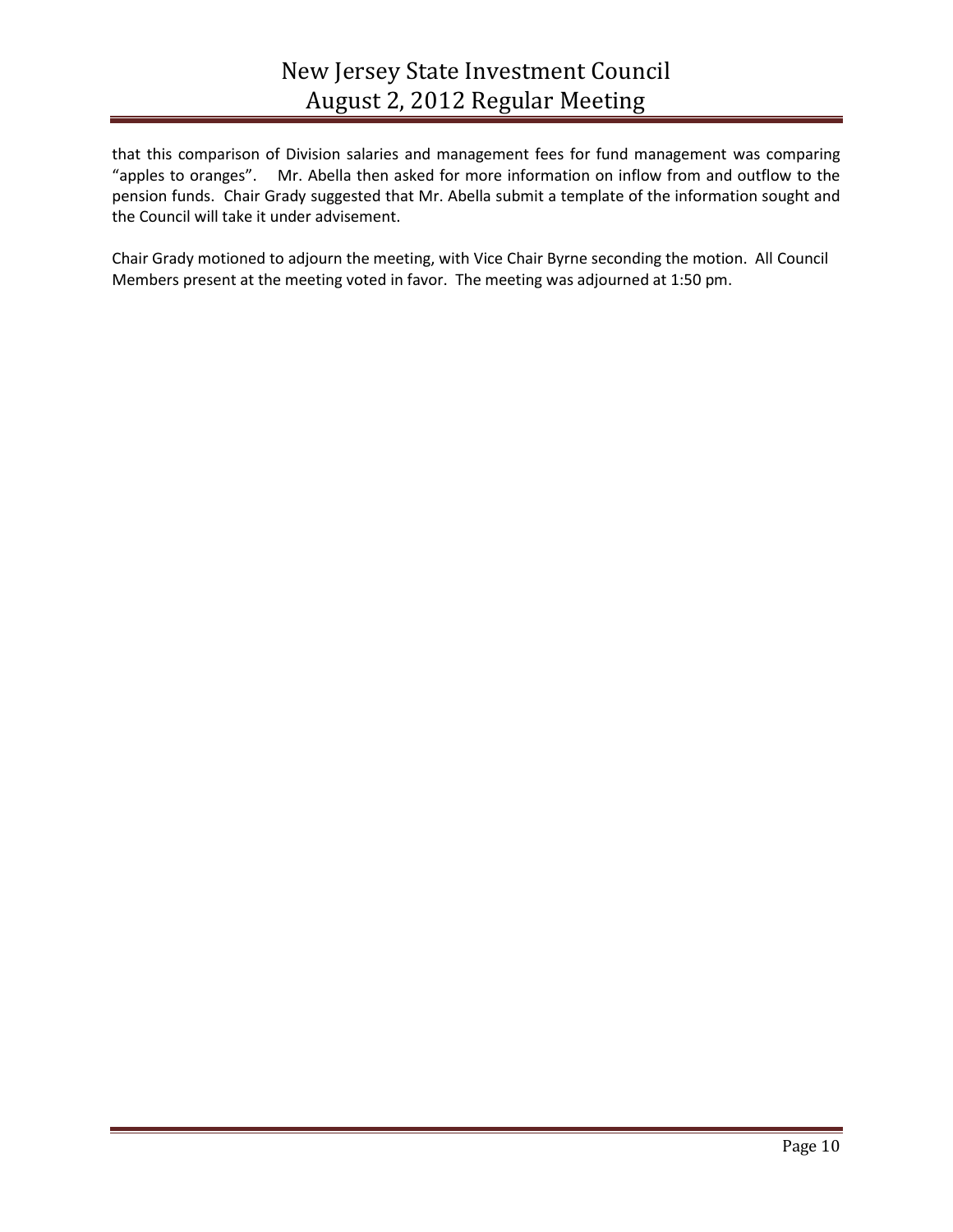that this comparison of Division salaries and management fees for fund management was comparing "apples to oranges". Mr. Abella then asked for more information on inflow from and outflow to the pension funds. Chair Grady suggested that Mr. Abella submit a template of the information sought and the Council will take it under advisement.

Chair Grady motioned to adjourn the meeting, with Vice Chair Byrne seconding the motion. All Council Members present at the meeting voted in favor. The meeting was adjourned at 1:50 pm.